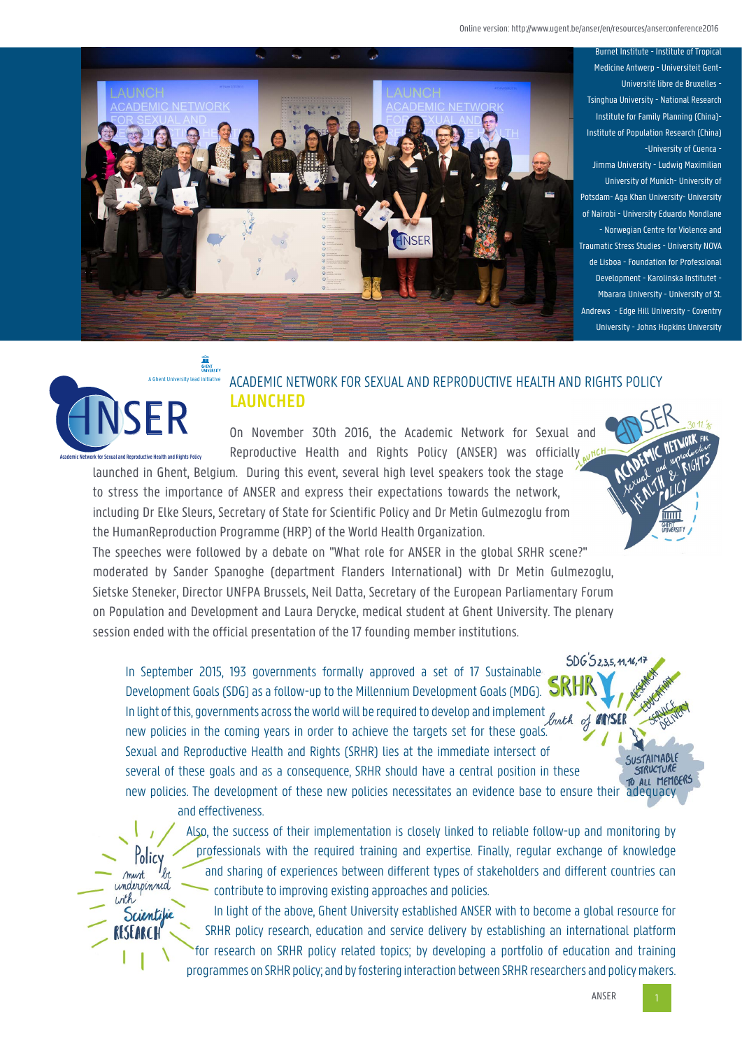Online version: http://www.ugent.be/anser/en/resources/anserconference2016

Burnet Institute - Institute of Tropical Medicine Antwerp - Universiteit Gent- Université libre de Bruxelles - Tsinghua University - National Research Institute for Family Planning (China)- Institute of Population Research (China) -University of Cuenca - Jimma University - Ludwig Maximilian University of Munich- University of Potsdam- Aga Khan University- University of Nairobi - University Eduardo Mondlane - Norwegian Centre for Violence and Traumatic Stress Studies - University NOVA de Lisboa - Foundation for Professional Development - Karolinska Institutet - Mbarara University - University of St. Andrews - Edge Hill University - Coventry University - Johns Hopkins University

## ACADEMIC NETWORK FOR SEXUAL AND REPRODUCTIVE HEALTH AND RIGHTS POLICY **LAUNCHED**

On November 30th 2016, the Academic Network for Sexual and Reproductive Health and Rights Policy (ANSER) was officially launched in Ghent, Belgium. During this event, several high level speakers took the stage to stress the importance of ANSER and express their expectations towards the network, including Dr Elke Sleurs, Secretary of State for Scientific Policy and Dr Metin Gulmezoglu from the HumanReproduction Programme (HRP) of the World Health Organization.

The speeches were followed by a debate on "What role for ANSER in the global SRHR scene?" moderated by Sander Spanoghe (department Flanders International) with Dr Metin Gulmezoglu, Sietske Steneker, Director UNFPA Brussels, Neil Datta, Secretary of the European Parliamentary Forum on Population and Development and Laura Derycke, medical student at Ghent University. The plenary session ended with the official presentation of the 17 founding member institutions.

In September 2015, 193 governments formally approved a set of 17 Sustainable Development Goals (SDG) as a follow-up to the Millennium Development Goals (MDG). In light of this, governments across the world will be required to develop and implement new policies in the coming years in order to achieve the targets set for these goals. Sexual and Reproductive Health and Rights (SRHR) lies at the immediate intersect of several of these goals and as a consequence, SRHR should have a central position in these new policies. The development of these new policies necessitates an evidence base to ensure their adequacy and effectiveness.

Also, the success of their implementation is closely linked to reliable follow-up and monitoring by professionals with the required training and expertise. Finally, regular exchange of knowledge and sharing of experiences between different types of stakeholders and different countries can contribute to improving existing approaches and policies.

In light of the above, Ghent University established ANSER with to become a global resource for SRHR policy research, education and service delivery by establishing an international platform for research on SRHR policy related topics; by developing a portfolio of education and training programmes on SRHR policy; and by fostering interaction between SRHR researchers and policy makers.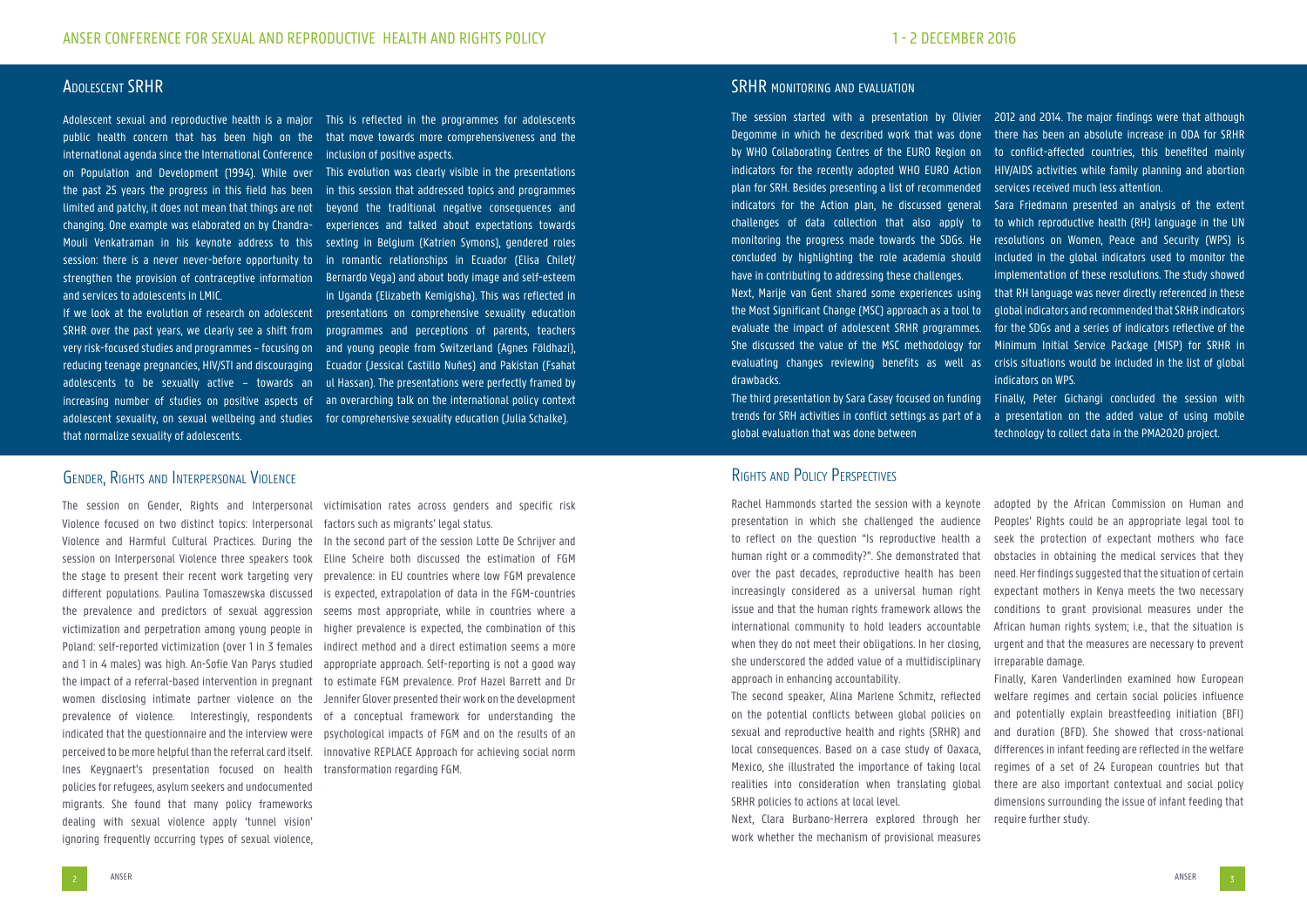## Adolescent SRHR

Adolescent sexual and reproductive health is a major public health concern that has been high on the international agenda since the International Conference on Population and Development (1994). While over the past 25 years the progress in this field has been limited and patchy, it does not mean that things are not changing. One example was elaborated on by Chandra-Mouli Venkatraman in his keynote address to this session: there is a never never-before opportunity to strengthen the provision of contraceptive information and services to adolescents in LMIC.

If we look at the evolution of research on adolescent SRHR over the past years, we clearly see a shift from very risk-focused studies and programmes – focusing on reducing teenage pregnancies, HIV/STI and discouraging adolescents to be sexually active – towards an increasing number of studies on positive aspects of adolescent sexuality, on sexual wellbeing and studies that normalize sexuality of adolescents.

This is reflected in the programmes for adolescents that move towards more comprehensiveness and the inclusion of positive aspects.

This evolution was clearly visible in the presentations in this session that addressed topics and programmes beyond the traditional negative consequences and experiences and talked about expectations towards sexting in Belgium (Katrien Symons), gendered roles in romantic relationships in Ecuador (Elisa Chilet/ Bernardo Vega) and about body image and self-esteem in Uganda (Elizabeth Kemigisha). This was reflected in presentations on comprehensive sexuality education programmes and perceptions of parents, teachers and young people from Switzerland (Agnes Földhazi), Ecuador (Jessical Castillo Nuñes) and Pakistan (Fsahat ul Hassan). The presentations were perfectly framed by an overarching talk on the international policy context for comprehensive sexuality education (Julia Schalke).

## Gender, Rights and Interpersonal Violence

The session on Gender, Rights and Interpersonal Violence focused on two distinct topics: Interpersonal Violence and Harmful Cultural Practices. During the session on Interpersonal Violence three speakers took the stage to present their recent work targeting very different populations. Paulina Tomaszewska discussed the prevalence and predictors of sexual aggression victimization and perpetration among young people in Poland: self-reported victimization (over 1 in 3 females and 1 in 4 males) was high. An-Sofie Van Parys studied the impact of a referral-based intervention in pregnant women disclosing intimate partner violence on the prevalence of violence. Interestingly, respondents indicated that the questionnaire and the interview were perceived to be more helpful than the referral card itself. Ines Keygnaert's presentation focused on health policies for refugees, asylum seekers and undocumented migrants. She found that many policy frameworks dealing with sexual violence apply 'tunnel vision' ignoring frequently occurring types of sexual violence, victimisation rates across genders and specific risk factors such as migrants' legal status.

In the second part of the session Lotte De Schrijver and Eline Scheire both discussed the estimation of FGM prevalence: in EU countries where low FGM prevalence is expected, extrapolation of data in the FGM-countries seems most appropriate, while in countries where a higher prevalence is expected, the combination of this indirect method and a direct estimation seems a more appropriate approach. Self-reporting is not a good way to estimate FGM prevalence. Prof Hazel Barrett and Dr Jennifer Glover presented their work on the development of a conceptual framework for understanding the psychological impacts of FGM and on the results of an innovative REPLACE Approach for achieving social norm transformation regarding FGM.

## SRHR monitoring and evaluation

The session started with a presentation by Olivier Degomme in which he described work that was done by WHO Collaborating Centres of the EURO Region on indicators for the recently adopted WHO EURO Action plan for SRH. Besides presenting a list of recommended indicators for the Action plan, he discussed general challenges of data collection that also apply to monitoring the progress made towards the SDGs. He concluded by highlighting the role academia should have in contributing to addressing these challenges.

Next, Marije van Gent shared some experiences using the Most Significant Change (MSC) approach as a tool to evaluate the impact of adolescent SRHR programmes. She discussed the value of the MSC methodology for evaluating changes reviewing benefits as well as drawbacks.

The third presentation by Sara Casey focused on funding trends for SRH activities in conflict settings as part of a global evaluation that was done between 2012 and 2014. The major findings were that although there has been an absolute increase in ODA for SRHR to conflict-affected countries, this benefited mainly HIV/AIDS activities while family planning and abortion services received much less attention.

Sara Friedmann presented an analysis of the extent to which reproductive health (RH) language in the UN resolutions on Women, Peace and Security (WPS) is included in the global indicators used to monitor the implementation of these resolutions. The study showed that RH language was never directly referenced in these global indicators and recommended that SRHR indicators for the SDGs and a series of indicators reflective of the Minimum Initial Service Package (MISP) for SRHR in crisis situations would be included in the list of global indicators on WPS.

Finally, Peter Gichangi concluded the session with a presentation on the added value of using mobile technology to collect data in the PMA2020 project.

## Rights and Policy Perspectives

Rachel Hammonds started the session with a keynote presentation in which she challenged the audience to reflect on the question "Is reproductive health a human right or a commodity?". She demonstrated that over the past decades, reproductive health has been increasingly considered as a universal human right issue and that the human rights framework allows the international community to hold leaders accountable when they do not meet their obligations. In her closing, she underscored the added value of a multidisciplinary approach in enhancing accountability.

The second speaker, Alina Marlene Schmitz, reflected on the potential conflicts between global policies on sexual and reproductive health and rights (SRHR) and local consequences. Based on a case study of Oaxaca, Mexico, she illustrated the importance of taking local realities into consideration when translating global SRHR policies to actions at local level.

Next, Clara Burbano-Herrera explored through her work whether the mechanism of provisional measures adopted by the African Commission on Human and Peoples' Rights could be an appropriate legal tool to seek the protection of expectant mothers who face obstacles in obtaining the medical services that they need. Her findings suggested that the situation of certain expectant mothers in Kenya meets the two necessary conditions to grant provisional measures under the African human rights system; i.e., that the situation is urgent and that the measures are necessary to prevent irreparable damage.

Finally, Karen Vanderlinden examined how European welfare regimes and certain social policies influence and potentially explain breastfeeding initiation (BFI) and duration (BFD). She showed that cross-national differences in infant feeding are reflected in the welfare regimes of a set of 24 European countries but that there are also important contextual and social policy dimensions surrounding the issue of infant feeding that require further study.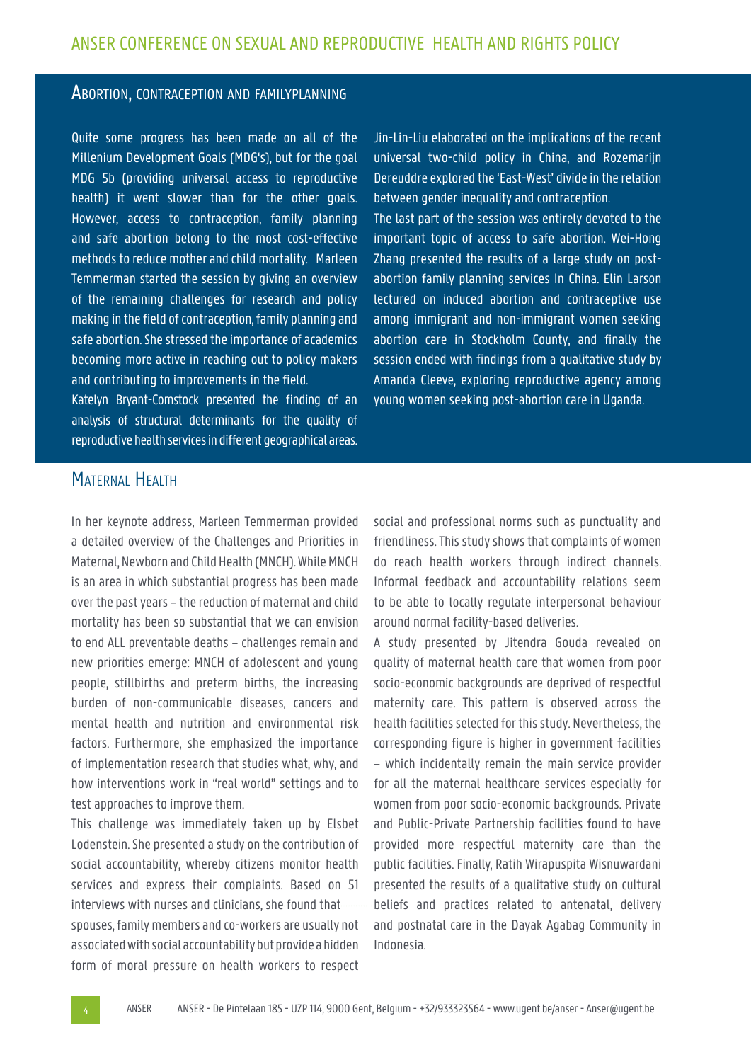## Abortion, contraception and familyplanning

Quite some progress has been made on all of the Millenium Development Goals (MDG's), but for the goal MDG 5b (providing universal access to reproductive health) it went slower than for the other goals. However, access to contraception, family planning and safe abortion belong to the most cost-effective methods to reduce mother and child mortality. Marleen Temmerman started the session by giving an overview of the remaining challenges for research and policy making in the field of contraception, family planning and safe abortion. She stressed the importance of academics becoming more active in reaching out to policy makers and contributing to improvements in the field.

Katelyn Bryant-Comstock presented the finding of an analysis of structural determinants for the quality of reproductive health services in different geographical areas. Jin-Lin-Liu elaborated on the implications of the recent universal two-child policy in China, and Rozemarijn Dereuddre explored the 'East-West' divide in the relation between gender inequality and contraception.

The last part of the session was entirely devoted to the important topic of access to safe abortion. Wei-Hong Zhang presented the results of a large study on post-abortion family planning services In China. Elin Larson lectured on induced abortion and contraceptive use among immigrant and non-immigrant women seeking abortion care in Stockholm County, and finally the session ended with findings from a qualitative study by Amanda Cleeve, exploring reproductive agency among young women seeking post-abortion care in Uganda.

## Maternal Health

In her keynote address, Marleen Temmerman provided a detailed overview of the Challenges and Priorities in Maternal, Newborn and Child Health (MNCH). While MNCH is an area in which substantial progress has been made over the past years – the reduction of maternal and child mortality has been so substantial that we can envision to end ALL preventable deaths – challenges remain and new priorities emerge: MNCH of adolescent and young people, stillbirths and preterm births, the increasing burden of non-communicable diseases, cancers and mental health and nutrition and environmental risk factors. Furthermore, she emphasized the importance of implementation research that studies what, why, and how interventions work in "real world" settings and to test approaches to improve them.

This challenge was immediately taken up by Elsbet Lodenstein. She presented a study on the contribution of social accountability, whereby citizens monitor health services and express their complaints. Based on 51 interviews with nurses and clinicians, she found that spouses, family members and co-workers are usually not associated with social accountability but provide a hidden form of moral pressure on health workers to respect social and professional norms such as punctuality and friendliness. This study shows that complaints of women do reach health workers through indirect channels. Informal feedback and accountability relations seem to be able to locally regulate interpersonal behaviour around normal facility-based deliveries.

A study presented by Jitendra Gouda revealed on quality of maternal health care that women from poor socio-economic backgrounds are deprived of respectful maternity care. This pattern is observed across the health facilities selected for this study. Nevertheless, the corresponding figure is higher in government facilities – which incidentally remain the main service provider for all the maternal healthcare services especially for women from poor socio-economic backgrounds. Private and Public-Private Partnership facilities found to have provided more respectful maternity care than the public facilities. Finally, Ratih Wirapuspita Wisnuwardani presented the results of a qualitative study on cultural beliefs and practices related to antenatal, delivery and postnatal care in the Dayak Agabag Community in Indonesia.